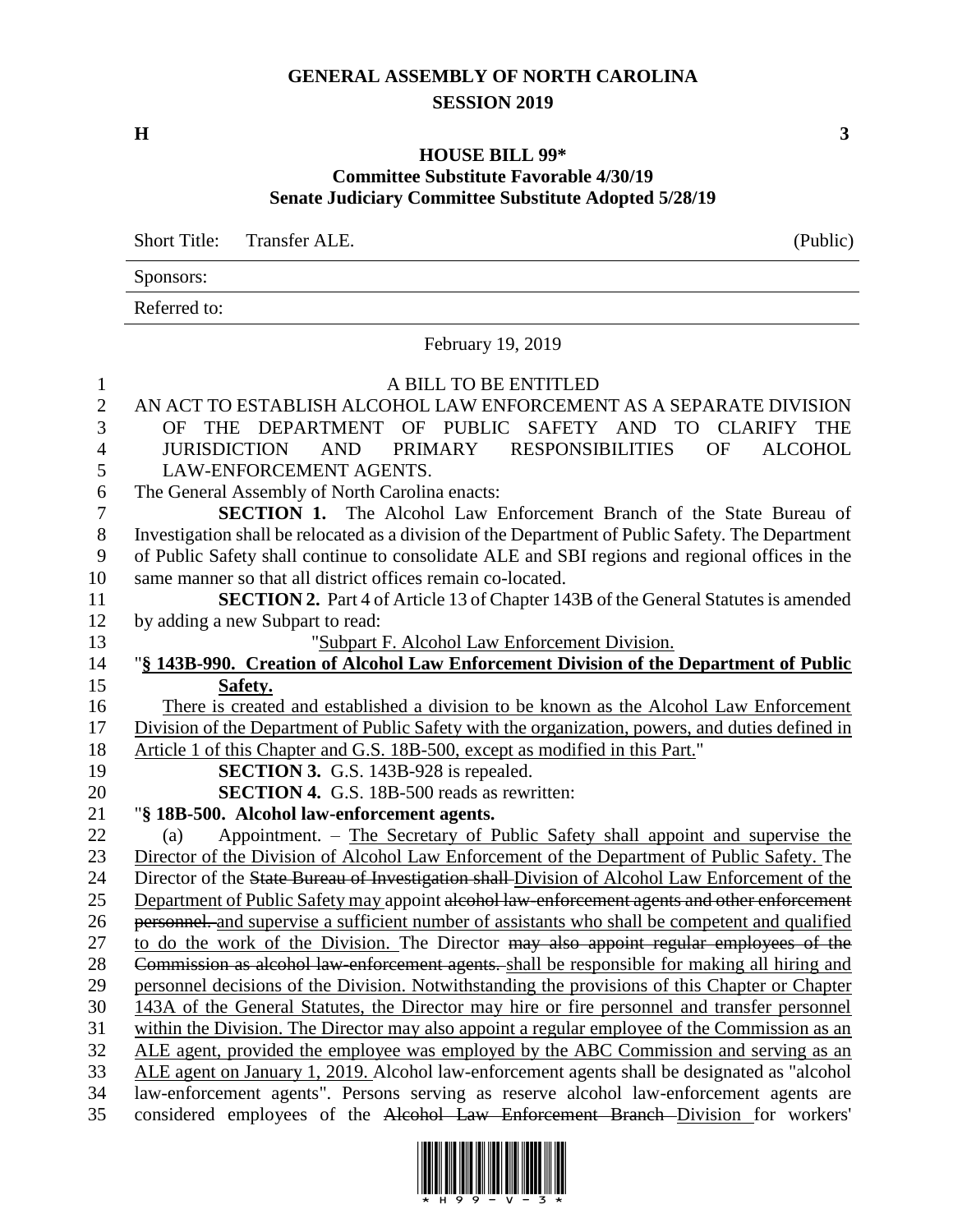# GENERAL ASSEMBLY OF NORTH CAROLINA
## SESSION 2019

**H** **3**

## HOUSE BILL 99*
### Committee Substitute Favorable 4/30/19
### Senate Judiciary Committee Substitute Adopted 5/28/19

Short Title: Transfer ALE. (Public)

Sponsors:

Referred to:

February 19, 2019

A BILL TO BE ENTITLED

AN ACT TO ESTABLISH ALCOHOL LAW ENFORCEMENT AS A SEPARATE DIVISION OF THE DEPARTMENT OF PUBLIC SAFETY AND TO CLARIFY THE JURISDICTION AND PRIMARY RESPONSIBILITIES OF ALCOHOL LAW-ENFORCEMENT AGENTS.

The General Assembly of North Carolina enacts:

**SECTION 1.** The Alcohol Law Enforcement Branch of the State Bureau of Investigation shall be relocated as a division of the Department of Public Safety. The Department of Public Safety shall continue to consolidate ALE and SBI regions and regional offices in the same manner so that all district offices remain co-located.

**SECTION 2.** Part 4 of Article 13 of Chapter 143B of the General Statutes is amended by adding a new Subpart to read:

"Subpart F. Alcohol Law Enforcement Division.

"**§ 143B-990. Creation of Alcohol Law Enforcement Division of the Department of Public Safety.**

There is created and established a division to be known as the Alcohol Law Enforcement Division of the Department of Public Safety with the organization, powers, and duties defined in Article 1 of this Chapter and G.S. 18B-500, except as modified in this Part."

**SECTION 3.** G.S. 143B-928 is repealed.

**SECTION 4.** G.S. 18B-500 reads as rewritten:

"**§ 18B-500. Alcohol law-enforcement agents.**

(a) Appointment. – The Secretary of Public Safety shall appoint and supervise the Director of the Division of Alcohol Law Enforcement of the Department of Public Safety. The Director of the ~~State Bureau of Investigation shall~~ Division of Alcohol Law Enforcement of the Department of Public Safety may appoint ~~alcohol law-enforcement agents and other enforcement personnel.~~ and supervise a sufficient number of assistants who shall be competent and qualified to do the work of the Division. The Director ~~may also appoint regular employees of the Commission as alcohol law-enforcement agents.~~ shall be responsible for making all hiring and personnel decisions of the Division. Notwithstanding the provisions of this Chapter or Chapter 143A of the General Statutes, the Director may hire or fire personnel and transfer personnel within the Division. The Director may also appoint a regular employee of the Commission as an ALE agent, provided the employee was employed by the ABC Commission and serving as an ALE agent on January 1, 2019. Alcohol law-enforcement agents shall be designated as "alcohol law-enforcement agents". Persons serving as reserve alcohol law-enforcement agents are considered employees of the ~~Alcohol Law Enforcement Branch~~ Division for workers'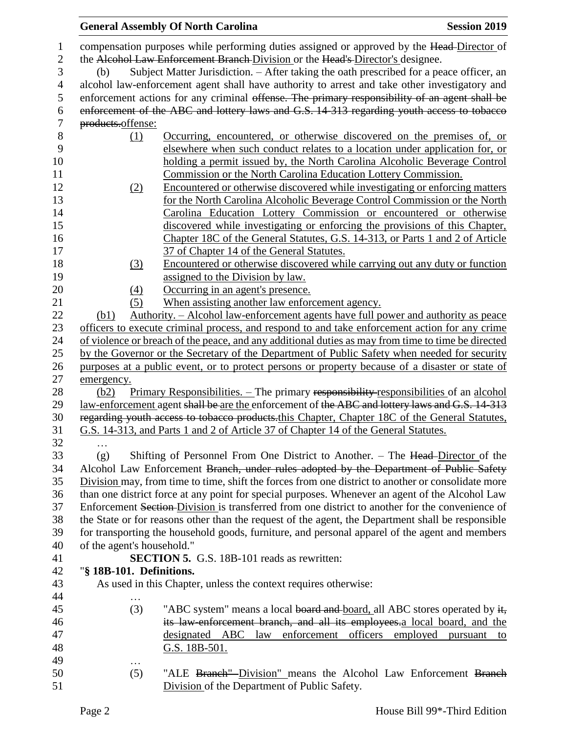compensation purposes while performing duties assigned or approved by the ~~Head~~ Director of the ~~Alcohol Law Enforcement Branch~~ Division or the ~~Head's~~ Director's designee.

(b) Subject Matter Jurisdiction. – After taking the oath prescribed for a peace officer, an alcohol law-enforcement agent shall have authority to arrest and take other investigatory and enforcement actions for any criminal ~~offense. The primary responsibility of an agent shall be enforcement of the ABC and lottery laws and G.S. 14-313 regarding youth access to tobacco products.~~offense:

(1) Occurring, encountered, or otherwise discovered on the premises of, or elsewhere when such conduct relates to a location under application for, or holding a permit issued by, the North Carolina Alcoholic Beverage Control Commission or the North Carolina Education Lottery Commission.

(2) Encountered or otherwise discovered while investigating or enforcing matters for the North Carolina Alcoholic Beverage Control Commission or the North Carolina Education Lottery Commission or encountered or otherwise discovered while investigating or enforcing the provisions of this Chapter, Chapter 18C of the General Statutes, G.S. 14-313, or Parts 1 and 2 of Article 37 of Chapter 14 of the General Statutes.

(3) Encountered or otherwise discovered while carrying out any duty or function assigned to the Division by law.

(4) Occurring in an agent's presence.

(5) When assisting another law enforcement agency.

(b1) Authority. – Alcohol law-enforcement agents have full power and authority as peace officers to execute criminal process, and respond to and take enforcement action for any crime of violence or breach of the peace, and any additional duties as may from time to time be directed by the Governor or the Secretary of the Department of Public Safety when needed for security purposes at a public event, or to protect persons or property because of a disaster or state of emergency.

(b2) Primary Responsibilities. – The primary ~~responsibility~~ responsibilities of an alcohol law-enforcement agent ~~shall be~~ are the enforcement of ~~the ABC and lottery laws and G.S. 14-313 regarding youth access to tobacco products.~~this Chapter, Chapter 18C of the General Statutes, G.S. 14-313, and Parts 1 and 2 of Article 37 of Chapter 14 of the General Statutes.

…

(g) Shifting of Personnel From One District to Another. – The ~~Head~~ Director of the Alcohol Law Enforcement ~~Branch, under rules adopted by the Department of Public Safety~~ Division may, from time to time, shift the forces from one district to another or consolidate more than one district force at any point for special purposes. Whenever an agent of the Alcohol Law Enforcement ~~Section~~ Division is transferred from one district to another for the convenience of the State or for reasons other than the request of the agent, the Department shall be responsible for transporting the household goods, furniture, and personal apparel of the agent and members of the agent's household."

**SECTION 5.** G.S. 18B-101 reads as rewritten:

"**§ 18B-101. Definitions.**

As used in this Chapter, unless the context requires otherwise:

…

(3) "ABC system" means a local ~~board and~~ board, all ABC stores operated by ~~it, its law-enforcement branch, and all its employees.~~a local board, and the designated ABC law enforcement officers employed pursuant to G.S. 18B-501.

…

(5) "ALE ~~Branch"~~ Division" means the Alcohol Law Enforcement ~~Branch~~ Division of the Department of Public Safety.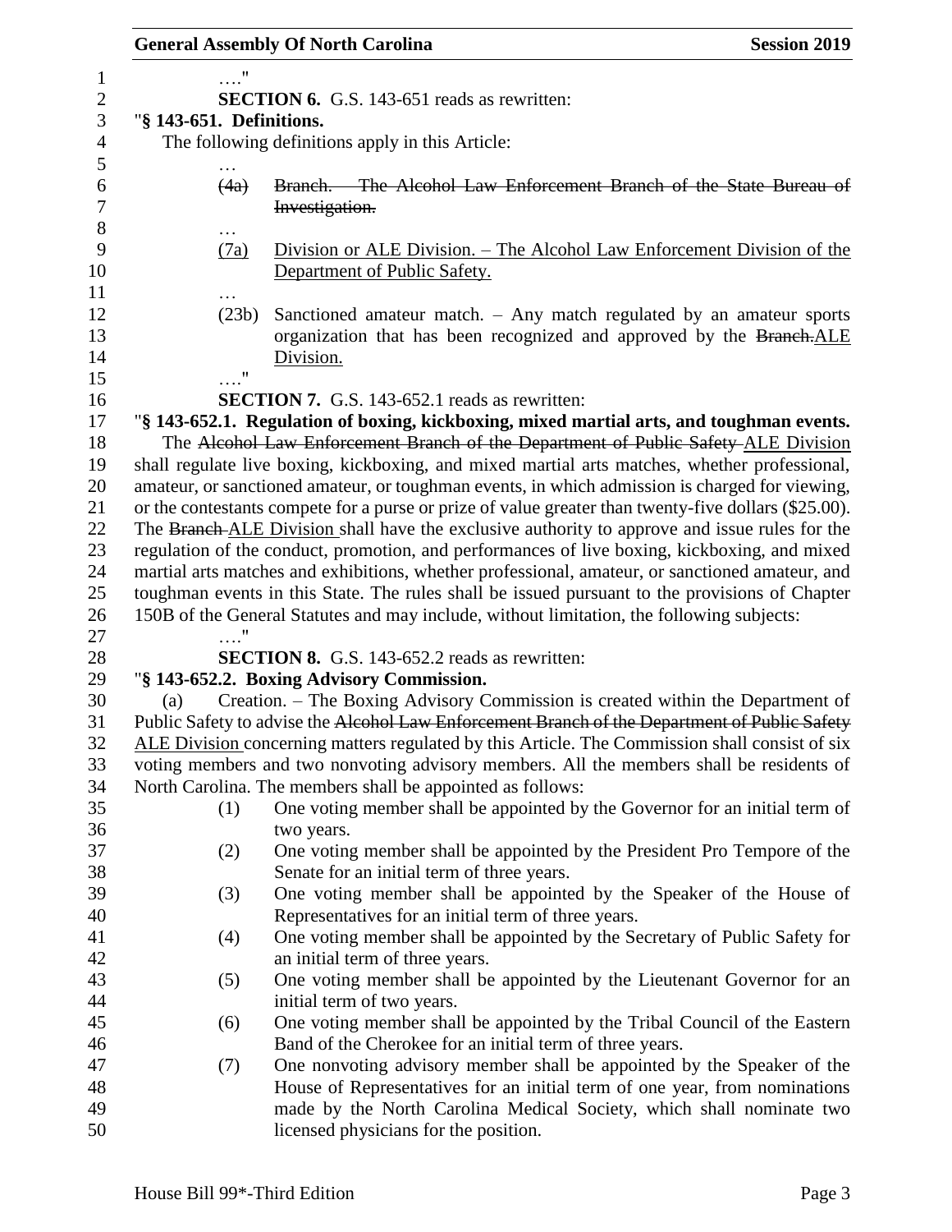…."

**SECTION 6.** G.S. 143-651 reads as rewritten:

"**§ 143-651. Definitions.**

The following definitions apply in this Article:

…

~~(4a) Branch. – The Alcohol Law Enforcement Branch of the State Bureau of Investigation.~~

…

(7a) Division or ALE Division. – The Alcohol Law Enforcement Division of the Department of Public Safety.

…

(23b) Sanctioned amateur match. – Any match regulated by an amateur sports organization that has been recognized and approved by the ~~Branch.~~ALE Division.

…."

**SECTION 7.** G.S. 143-652.1 reads as rewritten:

"**§ 143-652.1. Regulation of boxing, kickboxing, mixed martial arts, and toughman events.**

The ~~Alcohol Law Enforcement Branch of the Department of Public Safety~~ ALE Division shall regulate live boxing, kickboxing, and mixed martial arts matches, whether professional, amateur, or sanctioned amateur, or toughman events, in which admission is charged for viewing, or the contestants compete for a purse or prize of value greater than twenty-five dollars ($25.00). The ~~Branch~~ ALE Division shall have the exclusive authority to approve and issue rules for the regulation of the conduct, promotion, and performances of live boxing, kickboxing, and mixed martial arts matches and exhibitions, whether professional, amateur, or sanctioned amateur, and toughman events in this State. The rules shall be issued pursuant to the provisions of Chapter 150B of the General Statutes and may include, without limitation, the following subjects:

…."

**SECTION 8.** G.S. 143-652.2 reads as rewritten:

"**§ 143-652.2. Boxing Advisory Commission.**

(a) Creation. – The Boxing Advisory Commission is created within the Department of Public Safety to advise the ~~Alcohol Law Enforcement Branch of the Department of Public Safety~~ ALE Division concerning matters regulated by this Article. The Commission shall consist of six voting members and two nonvoting advisory members. All the members shall be residents of North Carolina. The members shall be appointed as follows:

(1) One voting member shall be appointed by the Governor for an initial term of two years.

(2) One voting member shall be appointed by the President Pro Tempore of the Senate for an initial term of three years.

(3) One voting member shall be appointed by the Speaker of the House of Representatives for an initial term of three years.

(4) One voting member shall be appointed by the Secretary of Public Safety for an initial term of three years.

(5) One voting member shall be appointed by the Lieutenant Governor for an initial term of two years.

(6) One voting member shall be appointed by the Tribal Council of the Eastern Band of the Cherokee for an initial term of three years.

(7) One nonvoting advisory member shall be appointed by the Speaker of the House of Representatives for an initial term of one year, from nominations made by the North Carolina Medical Society, which shall nominate two licensed physicians for the position.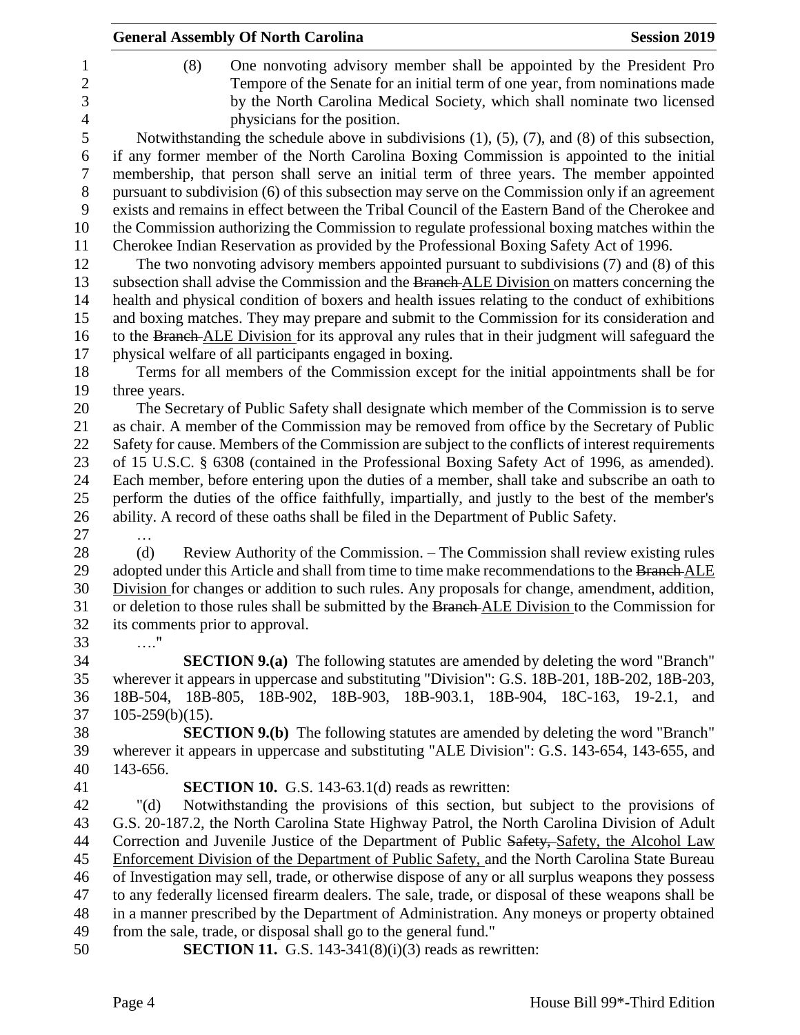(8) One nonvoting advisory member shall be appointed by the President Pro Tempore of the Senate for an initial term of one year, from nominations made by the North Carolina Medical Society, which shall nominate two licensed physicians for the position.

Notwithstanding the schedule above in subdivisions (1), (5), (7), and (8) of this subsection, if any former member of the North Carolina Boxing Commission is appointed to the initial membership, that person shall serve an initial term of three years. The member appointed pursuant to subdivision (6) of this subsection may serve on the Commission only if an agreement exists and remains in effect between the Tribal Council of the Eastern Band of the Cherokee and the Commission authorizing the Commission to regulate professional boxing matches within the Cherokee Indian Reservation as provided by the Professional Boxing Safety Act of 1996.

The two nonvoting advisory members appointed pursuant to subdivisions (7) and (8) of this subsection shall advise the Commission and the ~~Branch~~ ALE Division on matters concerning the health and physical condition of boxers and health issues relating to the conduct of exhibitions and boxing matches. They may prepare and submit to the Commission for its consideration and to the ~~Branch~~ ALE Division for its approval any rules that in their judgment will safeguard the physical welfare of all participants engaged in boxing.

Terms for all members of the Commission except for the initial appointments shall be for three years.

The Secretary of Public Safety shall designate which member of the Commission is to serve as chair. A member of the Commission may be removed from office by the Secretary of Public Safety for cause. Members of the Commission are subject to the conflicts of interest requirements of 15 U.S.C. § 6308 (contained in the Professional Boxing Safety Act of 1996, as amended). Each member, before entering upon the duties of a member, shall take and subscribe an oath to perform the duties of the office faithfully, impartially, and justly to the best of the member's ability. A record of these oaths shall be filed in the Department of Public Safety.

…

(d) Review Authority of the Commission. – The Commission shall review existing rules adopted under this Article and shall from time to time make recommendations to the ~~Branch~~ ALE Division for changes or addition to such rules. Any proposals for change, amendment, addition, or deletion to those rules shall be submitted by the ~~Branch~~ ALE Division to the Commission for its comments prior to approval.

…."

**SECTION 9.(a)** The following statutes are amended by deleting the word "Branch" wherever it appears in uppercase and substituting "Division": G.S. 18B-201, 18B-202, 18B-203, 18B-504, 18B-805, 18B-902, 18B-903, 18B-903.1, 18B-904, 18C-163, 19-2.1, and 105-259(b)(15).

**SECTION 9.(b)** The following statutes are amended by deleting the word "Branch" wherever it appears in uppercase and substituting "ALE Division": G.S. 143-654, 143-655, and 143-656.

**SECTION 10.** G.S. 143-63.1(d) reads as rewritten:

"(d) Notwithstanding the provisions of this section, but subject to the provisions of G.S. 20-187.2, the North Carolina State Highway Patrol, the North Carolina Division of Adult Correction and Juvenile Justice of the Department of Public ~~Safety,~~ Safety, the Alcohol Law Enforcement Division of the Department of Public Safety, and the North Carolina State Bureau of Investigation may sell, trade, or otherwise dispose of any or all surplus weapons they possess to any federally licensed firearm dealers. The sale, trade, or disposal of these weapons shall be in a manner prescribed by the Department of Administration. Any moneys or property obtained from the sale, trade, or disposal shall go to the general fund."

**SECTION 11.** G.S. 143-341(8)(i)(3) reads as rewritten: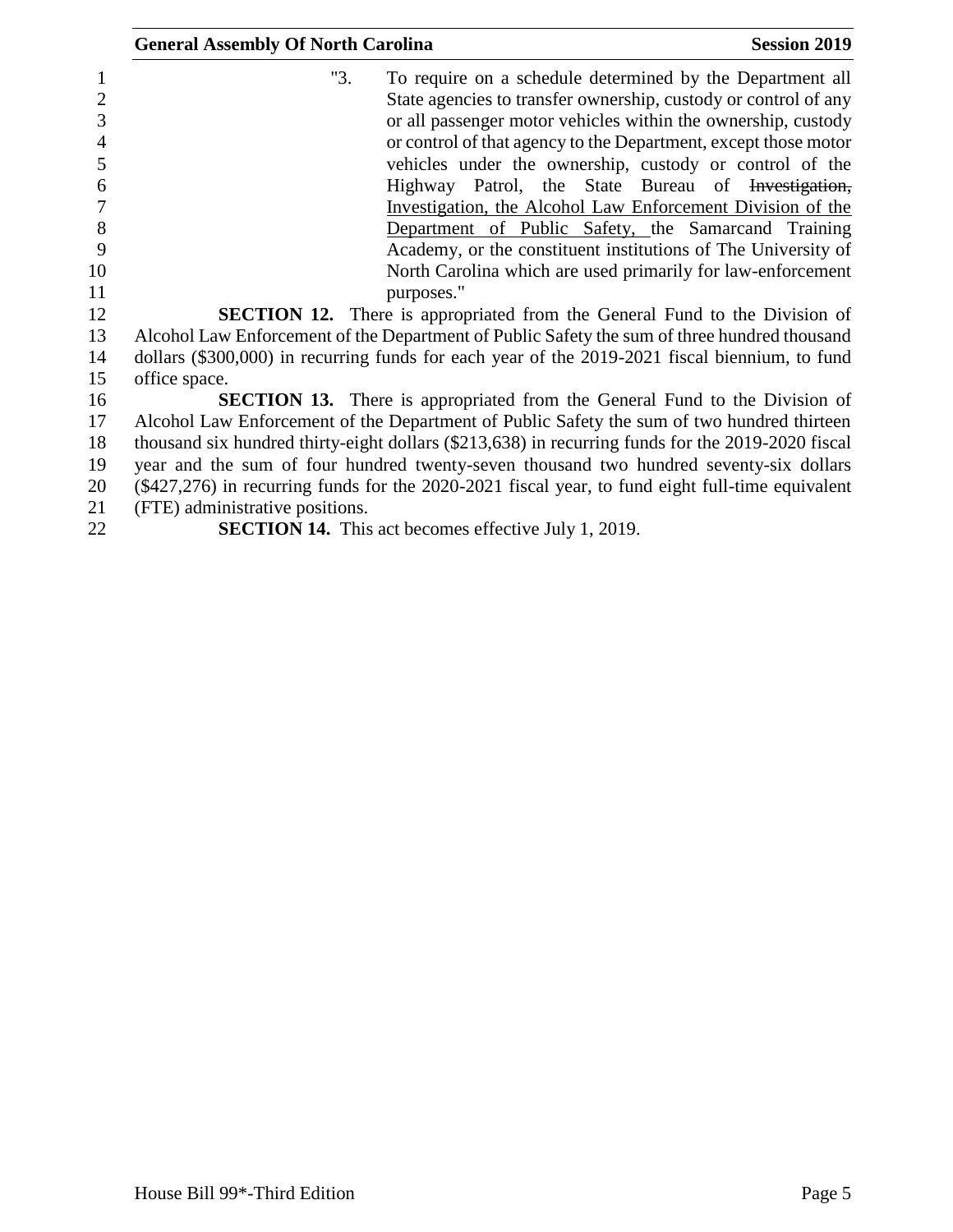"3. To require on a schedule determined by the Department all State agencies to transfer ownership, custody or control of any or all passenger motor vehicles within the ownership, custody or control of that agency to the Department, except those motor vehicles under the ownership, custody or control of the Highway Patrol, the State Bureau of ~~Investigation,~~ <u>Investigation, the Alcohol Law Enforcement Division of the Department of Public Safety,</u> the Samarcand Training Academy, or the constituent institutions of The University of North Carolina which are used primarily for law-enforcement purposes."

**SECTION 12.** There is appropriated from the General Fund to the Division of Alcohol Law Enforcement of the Department of Public Safety the sum of three hundred thousand dollars ($300,000) in recurring funds for each year of the 2019-2021 fiscal biennium, to fund office space.

**SECTION 13.** There is appropriated from the General Fund to the Division of Alcohol Law Enforcement of the Department of Public Safety the sum of two hundred thirteen thousand six hundred thirty-eight dollars ($213,638) in recurring funds for the 2019-2020 fiscal year and the sum of four hundred twenty-seven thousand two hundred seventy-six dollars ($427,276) in recurring funds for the 2020-2021 fiscal year, to fund eight full-time equivalent (FTE) administrative positions.

**SECTION 14.** This act becomes effective July 1, 2019.